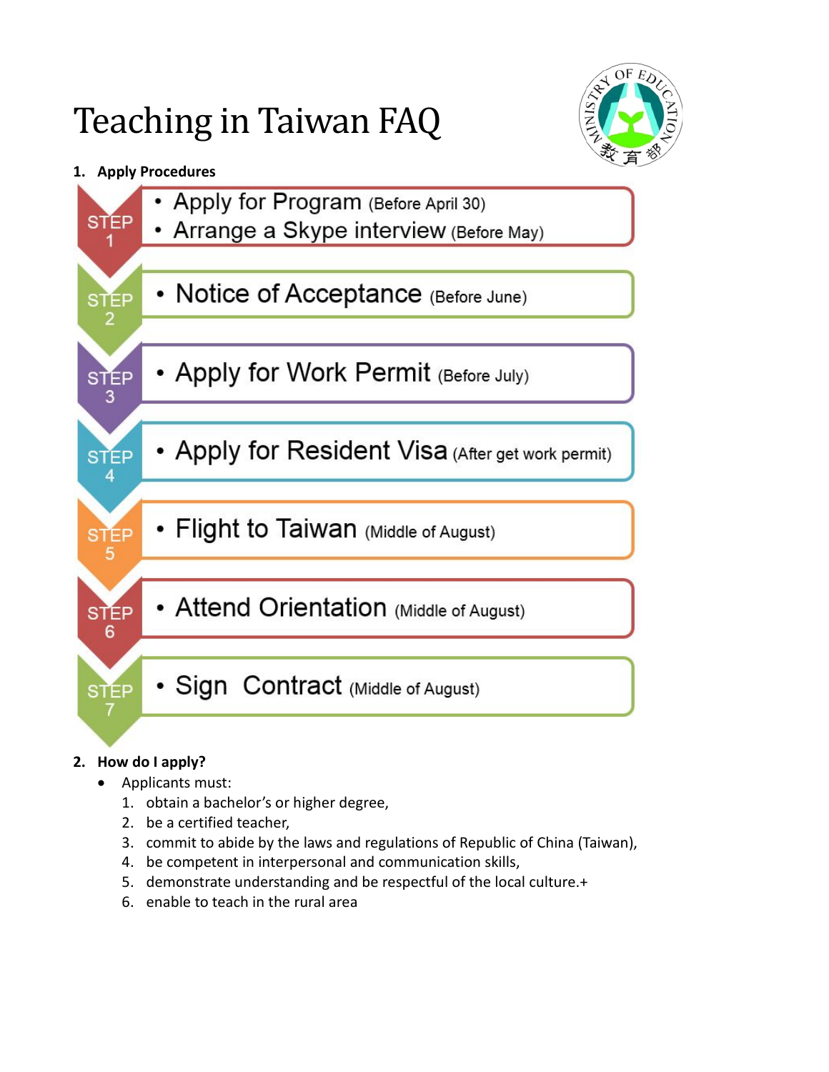# Teaching in Taiwan FAQ

1. **Apply Procedures**

**STEP 1**
- Apply for Program (Before April 30)
- Arrange a Skype interview (Before May)

**STEP 2**
- Notice of Acceptance (Before June)

**STEP 3**
- Apply for Work Permit (Before July)

**STEP 4**
- Apply for Resident Visa (After get work permit)

**STEP 5**
- Flight to Taiwan (Middle of August)

**STEP 6**
- Attend Orientation (Middle of August)

**STEP 7**
- Sign Contract (Middle of August)

2. **How do I apply?**
   - Applicants must:
     1. obtain a bachelor's or higher degree,
     2. be a certified teacher,
     3. commit to abide by the laws and regulations of Republic of China (Taiwan),
     4. be competent in interpersonal and communication skills,
     5. demonstrate understanding and be respectful of the local culture.+
     6. enable to teach in the rural area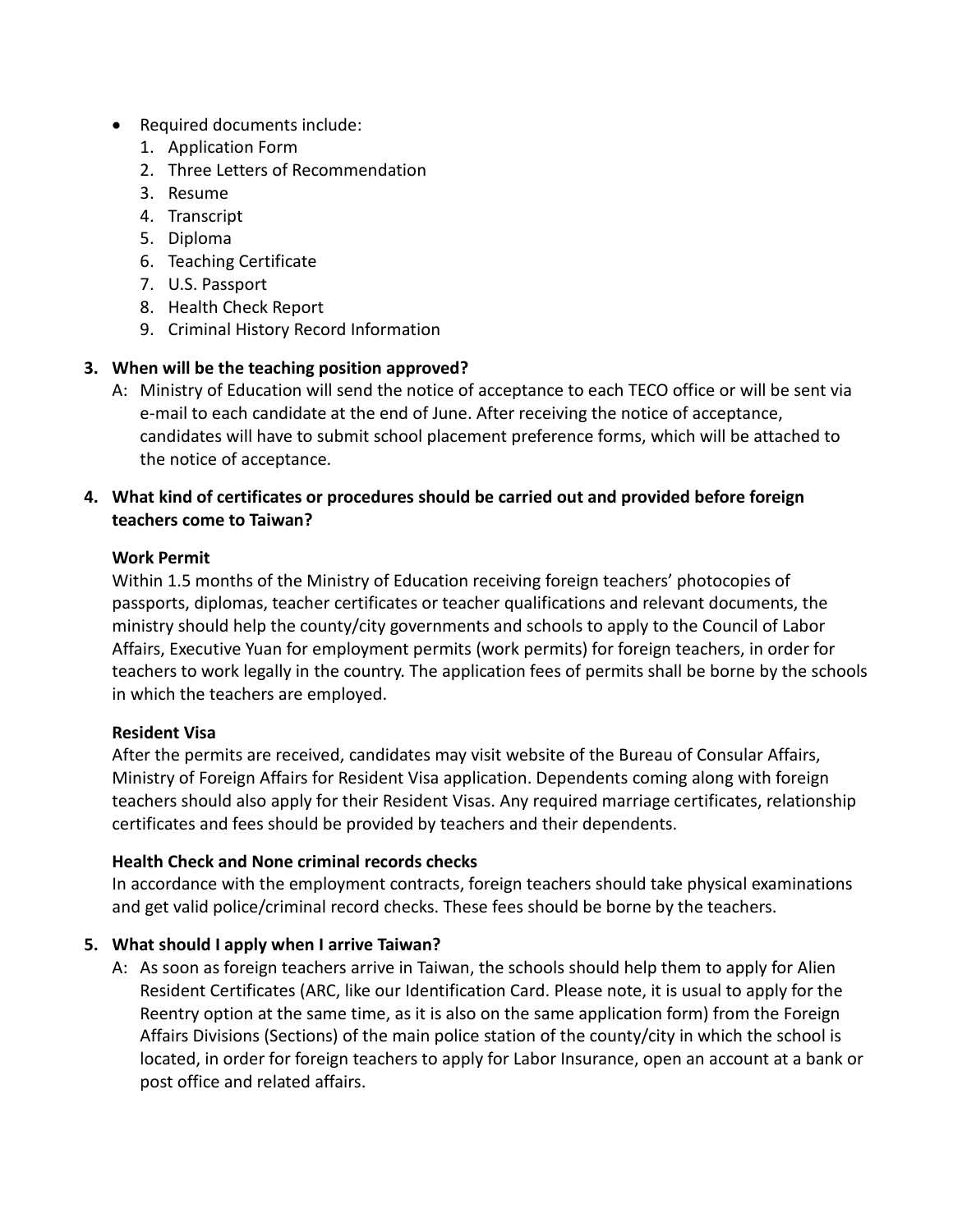- Required documents include:
  1. Application Form
  2. Three Letters of Recommendation
  3. Resume
  4. Transcript
  5. Diploma
  6. Teaching Certificate
  7. U.S. Passport
  8. Health Check Report
  9. Criminal History Record Information

**3. When will be the teaching position approved?**

A: Ministry of Education will send the notice of acceptance to each TECO office or will be sent via e-mail to each candidate at the end of June. After receiving the notice of acceptance, candidates will have to submit school placement preference forms, which will be attached to the notice of acceptance.

**4. What kind of certificates or procedures should be carried out and provided before foreign teachers come to Taiwan?**

**Work Permit**

Within 1.5 months of the Ministry of Education receiving foreign teachers' photocopies of passports, diplomas, teacher certificates or teacher qualifications and relevant documents, the ministry should help the county/city governments and schools to apply to the Council of Labor Affairs, Executive Yuan for employment permits (work permits) for foreign teachers, in order for teachers to work legally in the country. The application fees of permits shall be borne by the schools in which the teachers are employed.

**Resident Visa**

After the permits are received, candidates may visit website of the Bureau of Consular Affairs, Ministry of Foreign Affairs for Resident Visa application. Dependents coming along with foreign teachers should also apply for their Resident Visas. Any required marriage certificates, relationship certificates and fees should be provided by teachers and their dependents.

**Health Check and None criminal records checks**

In accordance with the employment contracts, foreign teachers should take physical examinations and get valid police/criminal record checks. These fees should be borne by the teachers.

**5. What should I apply when I arrive Taiwan?**

A: As soon as foreign teachers arrive in Taiwan, the schools should help them to apply for Alien Resident Certificates (ARC, like our Identification Card. Please note, it is usual to apply for the Reentry option at the same time, as it is also on the same application form) from the Foreign Affairs Divisions (Sections) of the main police station of the county/city in which the school is located, in order for foreign teachers to apply for Labor Insurance, open an account at a bank or post office and related affairs.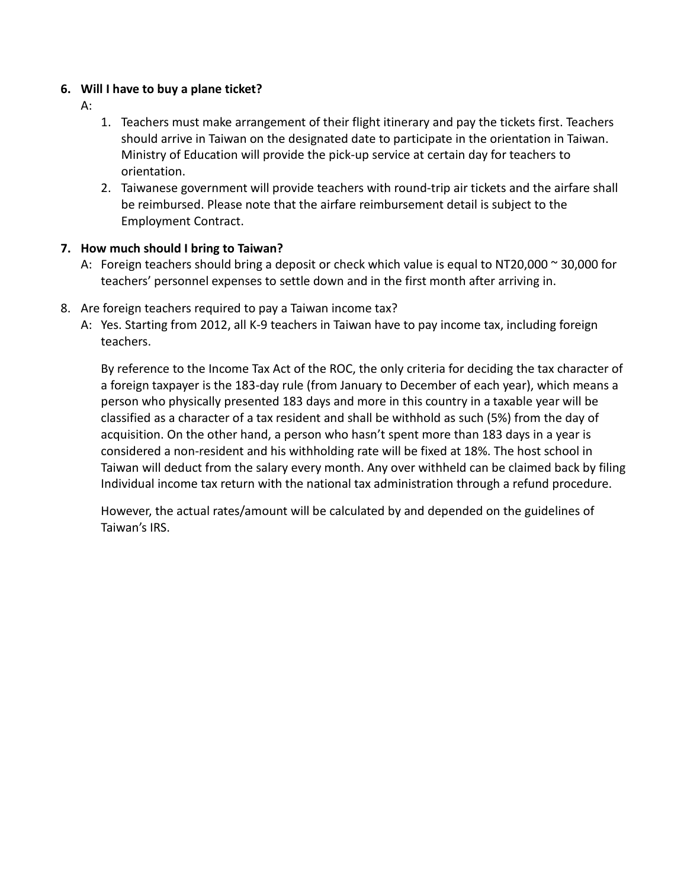6. **Will I have to buy a plane ticket?**

   A:

   1. Teachers must make arrangement of their flight itinerary and pay the tickets first. Teachers should arrive in Taiwan on the designated date to participate in the orientation in Taiwan. Ministry of Education will provide the pick-up service at certain day for teachers to orientation.
   2. Taiwanese government will provide teachers with round-trip air tickets and the airfare shall be reimbursed. Please note that the airfare reimbursement detail is subject to the Employment Contract.

7. **How much should I bring to Taiwan?**

   A: Foreign teachers should bring a deposit or check which value is equal to NT20,000 ~ 30,000 for teachers' personnel expenses to settle down and in the first month after arriving in.

8. Are foreign teachers required to pay a Taiwan income tax?

   A: Yes. Starting from 2012, all K-9 teachers in Taiwan have to pay income tax, including foreign teachers.

   By reference to the Income Tax Act of the ROC, the only criteria for deciding the tax character of a foreign taxpayer is the 183-day rule (from January to December of each year), which means a person who physically presented 183 days and more in this country in a taxable year will be classified as a character of a tax resident and shall be withhold as such (5%) from the day of acquisition. On the other hand, a person who hasn't spent more than 183 days in a year is considered a non-resident and his withholding rate will be fixed at 18%. The host school in Taiwan will deduct from the salary every month. Any over withheld can be claimed back by filing Individual income tax return with the national tax administration through a refund procedure.

   However, the actual rates/amount will be calculated by and depended on the guidelines of Taiwan's IRS.